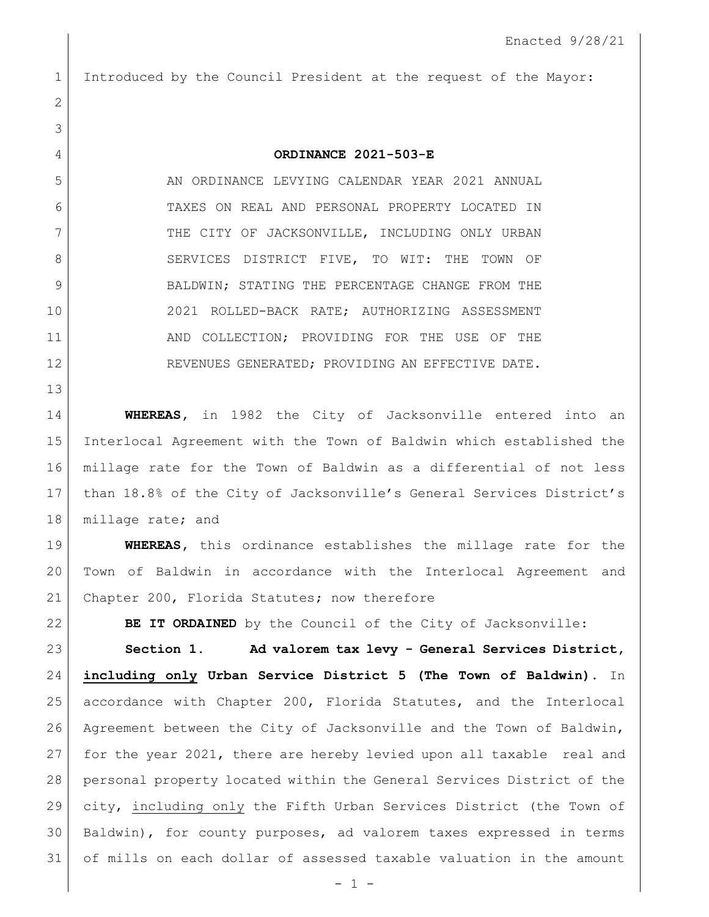Enacted 9/28/21

Introduced by the Council President at the request of the Mayor:

**ORDINANCE 2021-503-E**

AN ORDINANCE LEVYING CALENDAR YEAR 2021 ANNUAL TAXES ON REAL AND PERSONAL PROPERTY LOCATED IN THE CITY OF JACKSONVILLE, INCLUDING ONLY URBAN SERVICES DISTRICT FIVE, TO WIT: THE TOWN OF BALDWIN; STATING THE PERCENTAGE CHANGE FROM THE 2021 ROLLED-BACK RATE; AUTHORIZING ASSESSMENT AND COLLECTION; PROVIDING FOR THE USE OF THE REVENUES GENERATED; PROVIDING AN EFFECTIVE DATE.

**WHEREAS**, in 1982 the City of Jacksonville entered into an Interlocal Agreement with the Town of Baldwin which established the millage rate for the Town of Baldwin as a differential of not less than 18.8% of the City of Jacksonville's General Services District's millage rate; and

**WHEREAS**, this ordinance establishes the millage rate for the Town of Baldwin in accordance with the Interlocal Agreement and Chapter 200, Florida Statutes; now therefore

**BE IT ORDAINED** by the Council of the City of Jacksonville:

**Section 1. Ad valorem tax levy - General Services District, <u>including only</u> Urban Service District 5 (The Town of Baldwin).** In accordance with Chapter 200, Florida Statutes, and the Interlocal Agreement between the City of Jacksonville and the Town of Baldwin, for the year 2021, there are hereby levied upon all taxable real and personal property located within the General Services District of the city, <u>including only</u> the Fifth Urban Services District (the Town of Baldwin), for county purposes, ad valorem taxes expressed in terms of mills on each dollar of assessed taxable valuation in the amount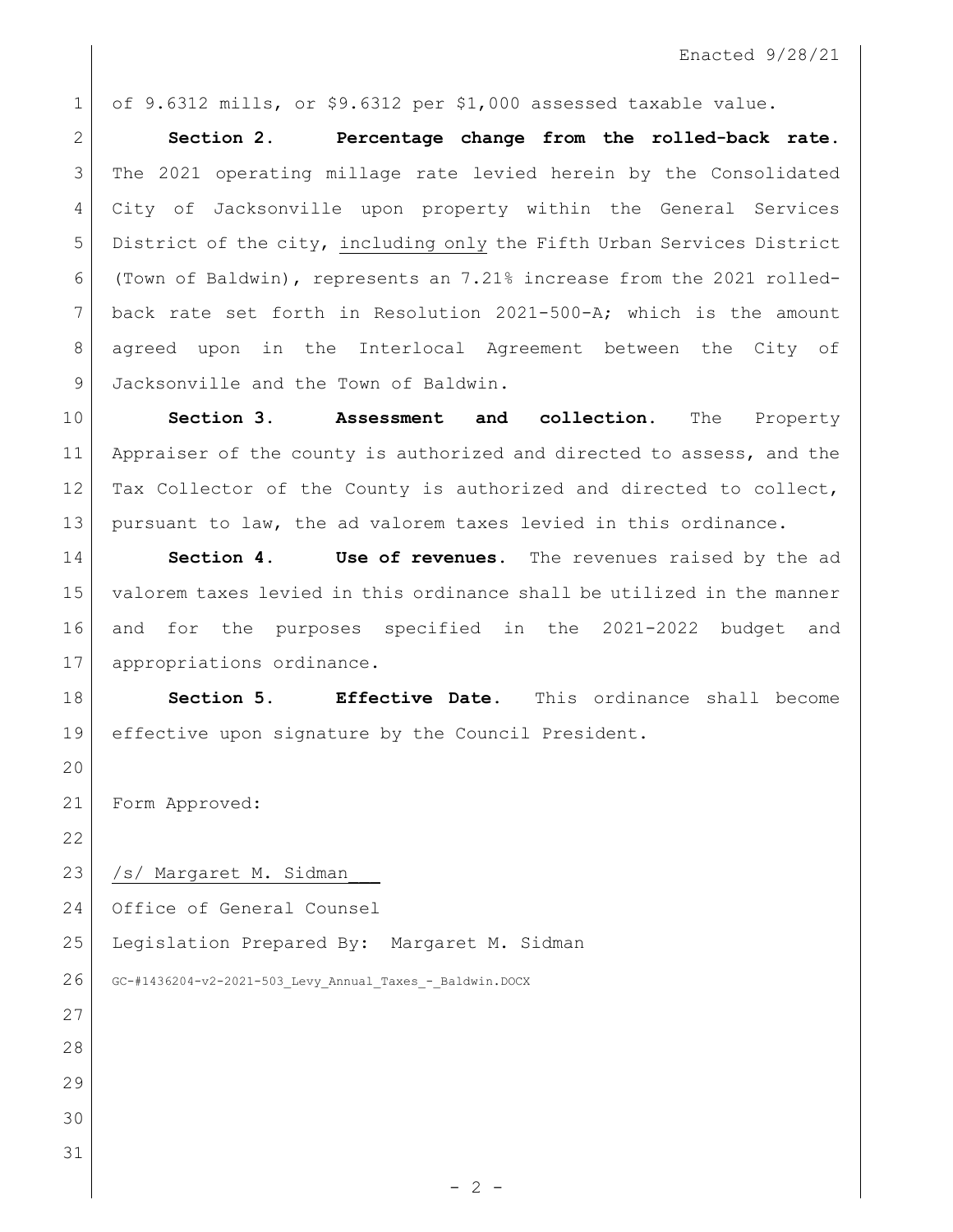of 9.6312 mills, or $9.6312 per $1,000 assessed taxable value.

**Section 2. Percentage change from the rolled-back rate.** The 2021 operating millage rate levied herein by the Consolidated City of Jacksonville upon property within the General Services District of the city, including only the Fifth Urban Services District (Town of Baldwin), represents an 7.21% increase from the 2021 rolled-back rate set forth in Resolution 2021-500-A; which is the amount agreed upon in the Interlocal Agreement between the City of Jacksonville and the Town of Baldwin.

**Section 3. Assessment and collection.** The Property Appraiser of the county is authorized and directed to assess, and the Tax Collector of the County is authorized and directed to collect, pursuant to law, the ad valorem taxes levied in this ordinance.

**Section 4. Use of revenues.** The revenues raised by the ad valorem taxes levied in this ordinance shall be utilized in the manner and for the purposes specified in the 2021-2022 budget and appropriations ordinance.

**Section 5. Effective Date.** This ordinance shall become effective upon signature by the Council President.

Form Approved:

/s/ Margaret M. Sidman

Office of General Counsel

Legislation Prepared By: Margaret M. Sidman

GC-#1436204-v2-2021-503_Levy_Annual_Taxes_-_Baldwin.DOCX